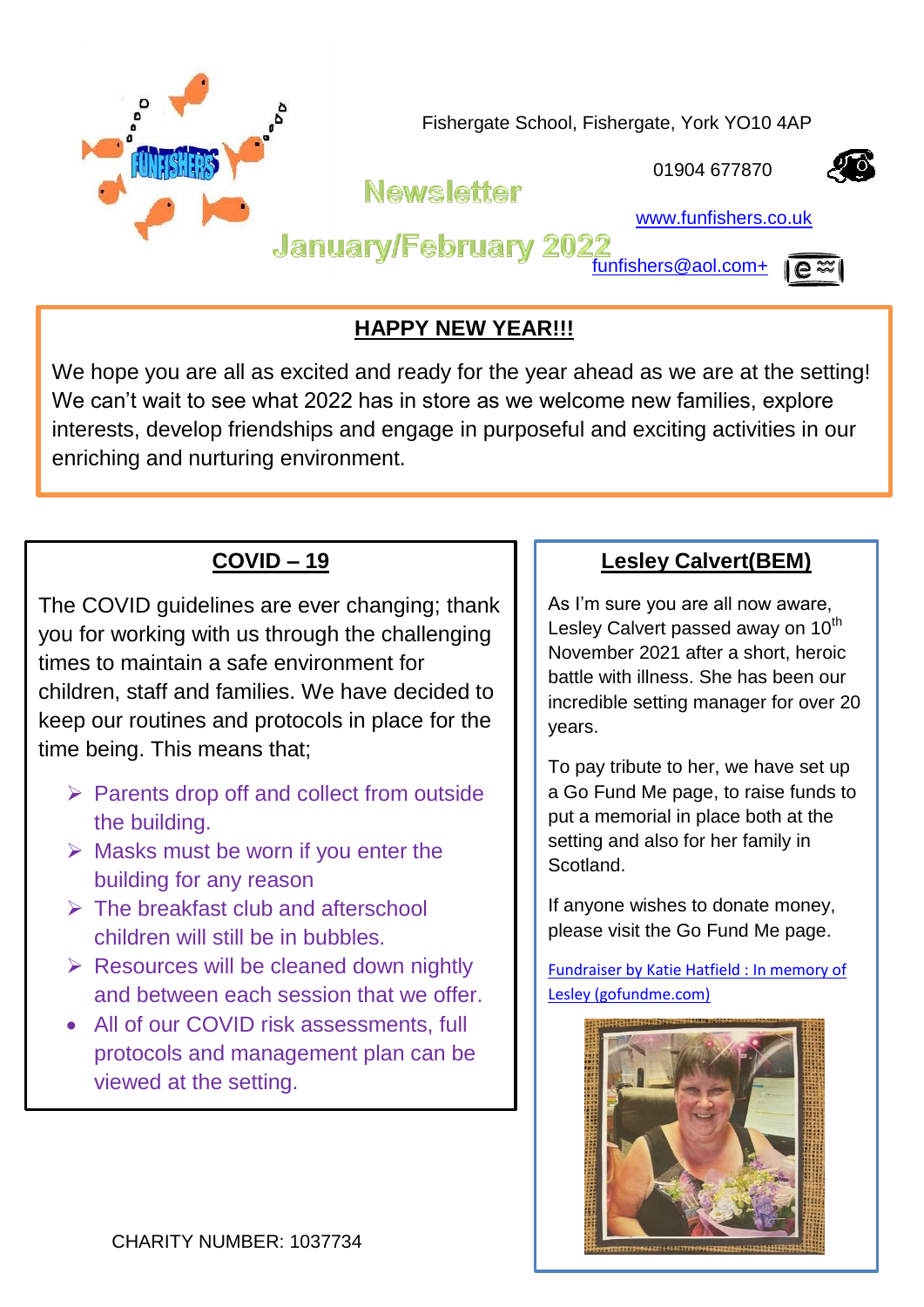Fishergate School, Fishergate, York YO10 4AP

01904 677870

# Newsletter

## January/February 2022

www.funfishers.co.uk

funfishers@aol.com+

## HAPPY NEW YEAR!!!

We hope you are all as excited and ready for the year ahead as we are at the setting! We can't wait to see what 2022 has in store as we welcome new families, explore interests, develop friendships and engage in purposeful and exciting activities in our enriching and nurturing environment.

## COVID – 19

The COVID guidelines are ever changing; thank you for working with us through the challenging times to maintain a safe environment for children, staff and families. We have decided to keep our routines and protocols in place for the time being. This means that;

- Parents drop off and collect from outside the building.
- Masks must be worn if you enter the building for any reason
- The breakfast club and afterschool children will still be in bubbles.
- Resources will be cleaned down nightly and between each session that we offer.
- All of our COVID risk assessments, full protocols and management plan can be viewed at the setting.

## Lesley Calvert(BEM)

As I'm sure you are all now aware, Lesley Calvert passed away on 10th November 2021 after a short, heroic battle with illness. She has been our incredible setting manager for over 20 years.

To pay tribute to her, we have set up a Go Fund Me page, to raise funds to put a memorial in place both at the setting and also for her family in Scotland.

If anyone wishes to donate money, please visit the Go Fund Me page.

Fundraiser by Katie Hatfield : In memory of Lesley (gofundme.com)

CHARITY NUMBER: 1037734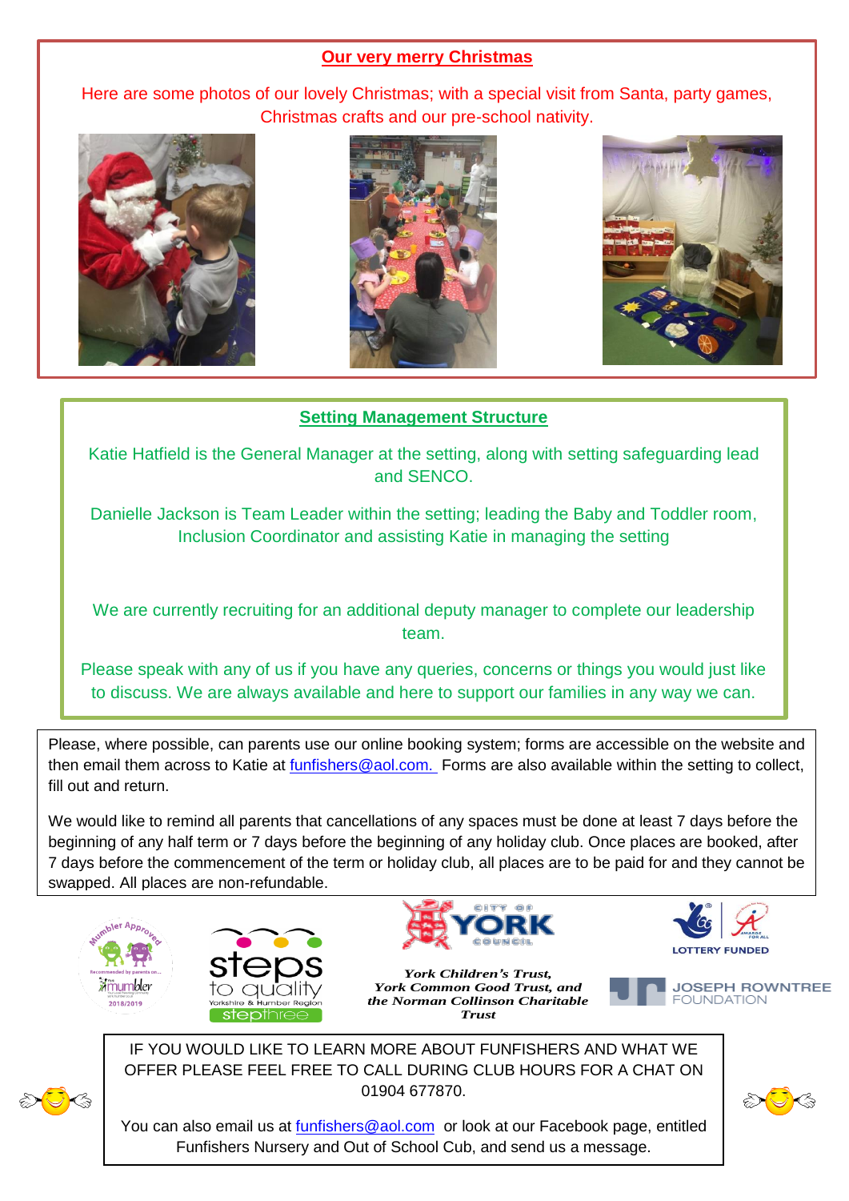## Our very merry Christmas

Here are some photos of our lovely Christmas; with a special visit from Santa, party games, Christmas crafts and our pre-school nativity.

## Setting Management Structure

Katie Hatfield is the General Manager at the setting, along with setting safeguarding lead and SENCO.

Danielle Jackson is Team Leader within the setting; leading the Baby and Toddler room, Inclusion Coordinator and assisting Katie in managing the setting

We are currently recruiting for an additional deputy manager to complete our leadership team.

Please speak with any of us if you have any queries, concerns or things you would just like to discuss. We are always available and here to support our families in any way we can.

Please, where possible, can parents use our online booking system; forms are accessible on the website and then email them across to Katie at funfishers@aol.com. Forms are also available within the setting to collect, fill out and return.

We would like to remind all parents that cancellations of any spaces must be done at least 7 days before the beginning of any half term or 7 days before the beginning of any holiday club. Once places are booked, after 7 days before the commencement of the term or holiday club, all places are to be paid for and they cannot be swapped. All places are non-refundable.

Mumbler Approved 2018/2019

steps to quality Yorkshire & Humber Region stepthree

CITY OF YORK COUNCIL

*York Children's Trust, York Common Good Trust, and the Norman Collinson Charitable Trust*

LOTTERY FUNDED

JOSEPH ROWNTREE FOUNDATION

IF YOU WOULD LIKE TO LEARN MORE ABOUT FUNFISHERS AND WHAT WE OFFER PLEASE FEEL FREE TO CALL DURING CLUB HOURS FOR A CHAT ON 01904 677870.

You can also email us at funfishers@aol.com or look at our Facebook page, entitled Funfishers Nursery and Out of School Cub, and send us a message.